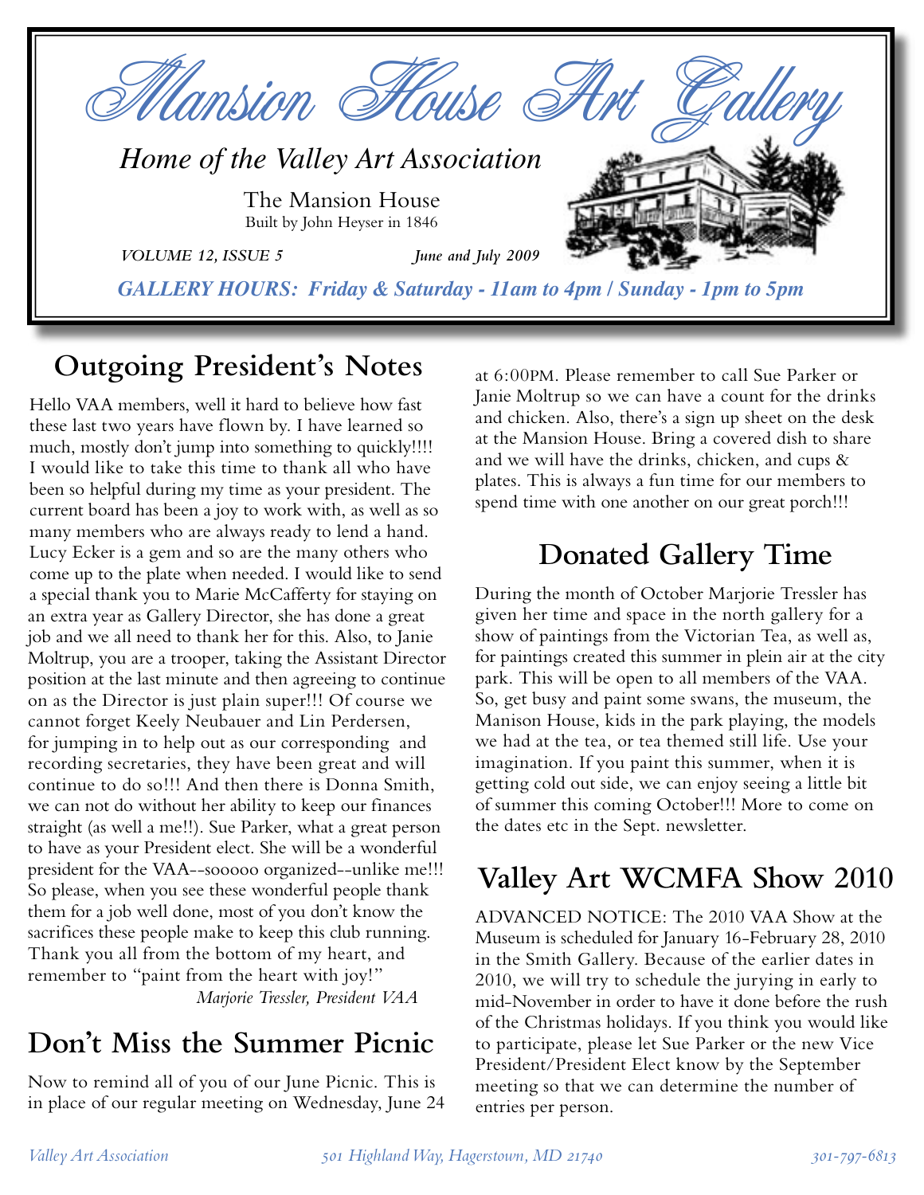# Mansion House Art Gallery

*Home of the Valley Art Association*

The Mansion House
Built by John Heyser in 1846

*VOLUME 12, ISSUE 5* *June and July 2009*

***GALLERY HOURS: Friday & Saturday - 11am to 4pm / Sunday - 1pm to 5pm***

## Outgoing President's Notes

Hello VAA members, well it hard to believe how fast these last two years have flown by. I have learned so much, mostly don't jump into something to quickly!!!! I would like to take this time to thank all who have been so helpful during my time as your president. The current board has been a joy to work with, as well as so many members who are always ready to lend a hand. Lucy Ecker is a gem and so are the many others who come up to the plate when needed. I would like to send a special thank you to Marie McCafferty for staying on an extra year as Gallery Director, she has done a great job and we all need to thank her for this. Also, to Janie Moltrup, you are a trooper, taking the Assistant Director position at the last minute and then agreeing to continue on as the Director is just plain super!!! Of course we cannot forget Keely Neubauer and Lin Perdersen, for jumping in to help out as our corresponding and recording secretaries, they have been great and will continue to do so!!! And then there is Donna Smith, we can not do without her ability to keep our finances straight (as well a me!!). Sue Parker, what a great person to have as your President elect. She will be a wonderful president for the VAA--sooooo organized--unlike me!!! So please, when you see these wonderful people thank them for a job well done, most of you don't know the sacrifices these people make to keep this club running. Thank you all from the bottom of my heart, and remember to "paint from the heart with joy!"

*Marjorie Tressler, President VAA*

## Don't Miss the Summer Picnic

Now to remind all of you of our June Picnic. This is in place of our regular meeting on Wednesday, June 24 at 6:00PM. Please remember to call Sue Parker or Janie Moltrup so we can have a count for the drinks and chicken. Also, there's a sign up sheet on the desk at the Mansion House. Bring a covered dish to share and we will have the drinks, chicken, and cups & plates. This is always a fun time for our members to spend time with one another on our great porch!!!

## Donated Gallery Time

During the month of October Marjorie Tressler has given her time and space in the north gallery for a show of paintings from the Victorian Tea, as well as, for paintings created this summer in plein air at the city park. This will be open to all members of the VAA. So, get busy and paint some swans, the museum, the Manison House, kids in the park playing, the models we had at the tea, or tea themed still life. Use your imagination. If you paint this summer, when it is getting cold out side, we can enjoy seeing a little bit of summer this coming October!!! More to come on the dates etc in the Sept. newsletter.

## Valley Art WCMFA Show 2010

ADVANCED NOTICE: The 2010 VAA Show at the Museum is scheduled for January 16-February 28, 2010 in the Smith Gallery. Because of the earlier dates in 2010, we will try to schedule the jurying in early to mid-November in order to have it done before the rush of the Christmas holidays. If you think you would like to participate, please let Sue Parker or the new Vice President/President Elect know by the September meeting so that we can determine the number of entries per person.

*Valley Art Association* *501 Highland Way, Hagerstown, MD 21740* *301-797-6813*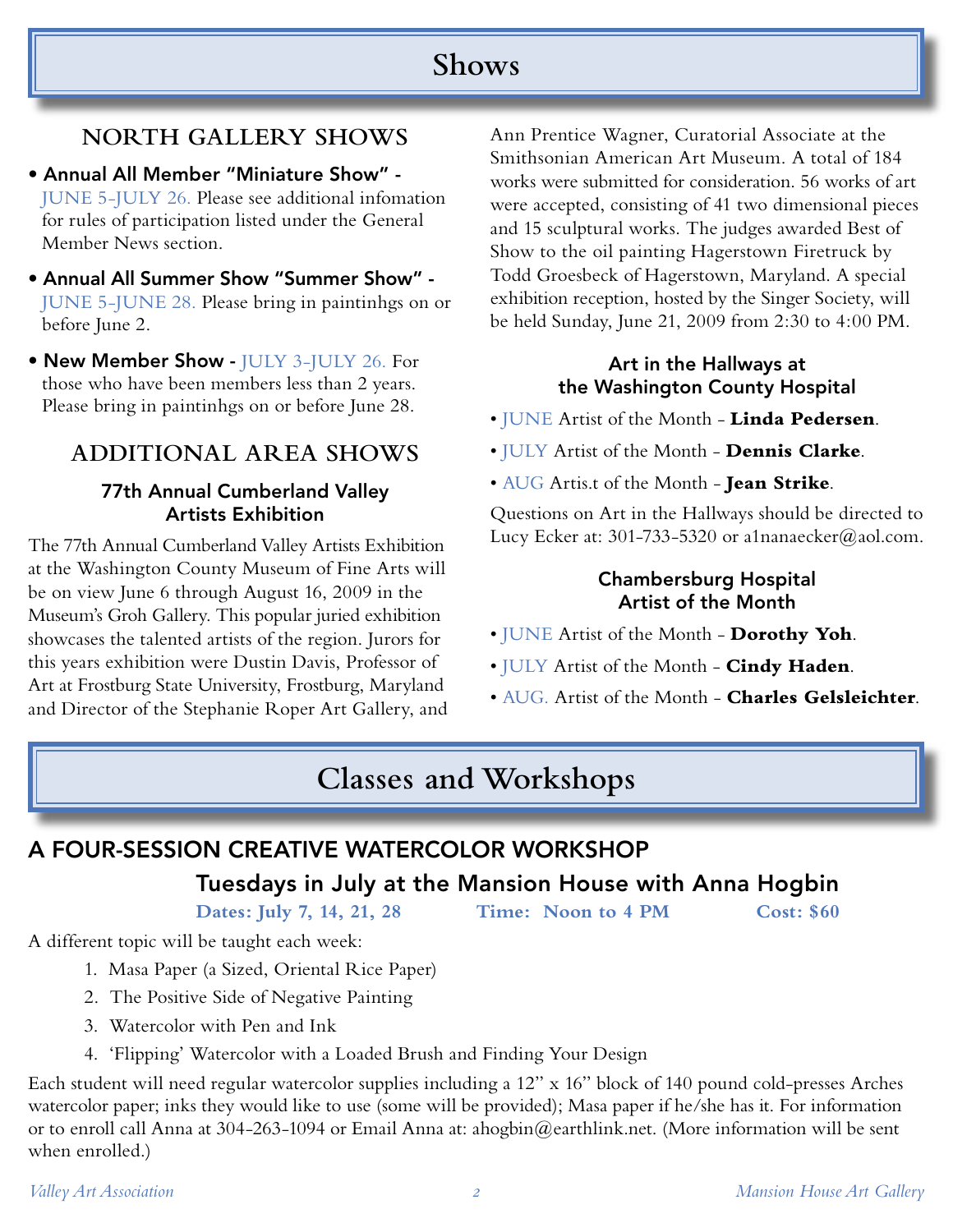# Shows

## NORTH GALLERY SHOWS

- **Annual All Member "Miniature Show" -** JUNE 5-JULY 26. Please see additional infomation for rules of participation listed under the General Member News section.
- **Annual All Summer Show "Summer Show" -** JUNE 5-JUNE 28. Please bring in paintinhgs on or before June 2.
- **New Member Show -** JULY 3-JULY 26. For those who have been members less than 2 years. Please bring in paintinhgs on or before June 28.

## ADDITIONAL AREA SHOWS

### 77th Annual Cumberland Valley Artists Exhibition

The 77th Annual Cumberland Valley Artists Exhibition at the Washington County Museum of Fine Arts will be on view June 6 through August 16, 2009 in the Museum's Groh Gallery. This popular juried exhibition showcases the talented artists of the region. Jurors for this years exhibition were Dustin Davis, Professor of Art at Frostburg State University, Frostburg, Maryland and Director of the Stephanie Roper Art Gallery, and Ann Prentice Wagner, Curatorial Associate at the Smithsonian American Art Museum. A total of 184 works were submitted for consideration. 56 works of art were accepted, consisting of 41 two dimensional pieces and 15 sculptural works. The judges awarded Best of Show to the oil painting Hagerstown Firetruck by Todd Groesbeck of Hagerstown, Maryland. A special exhibition reception, hosted by the Singer Society, will be held Sunday, June 21, 2009 from 2:30 to 4:00 PM.

### Art in the Hallways at the Washington County Hospital

- JUNE Artist of the Month - **Linda Pedersen**.
- JULY Artist of the Month - **Dennis Clarke**.
- AUG Artis.t of the Month - **Jean Strike**.

Questions on Art in the Hallways should be directed to Lucy Ecker at: 301-733-5320 or a1nanaecker@aol.com.

### Chambersburg Hospital Artist of the Month

- JUNE Artist of the Month - **Dorothy Yoh**.
- JULY Artist of the Month - **Cindy Haden**.
- AUG. Artist of the Month - **Charles Gelsleichter**.

# Classes and Workshops

## A FOUR-SESSION CREATIVE WATERCOLOR WORKSHOP

### Tuesdays in July at the Mansion House with Anna Hogbin

**Dates: July 7, 14, 21, 28** **Time: Noon to 4 PM** **Cost: $60**

A different topic will be taught each week:

1. Masa Paper (a Sized, Oriental Rice Paper)
2. The Positive Side of Negative Painting
3. Watercolor with Pen and Ink
4. 'Flipping' Watercolor with a Loaded Brush and Finding Your Design

Each student will need regular watercolor supplies including a 12" x 16" block of 140 pound cold-presses Arches watercolor paper; inks they would like to use (some will be provided); Masa paper if he/she has it. For information or to enroll call Anna at 304-263-1094 or Email Anna at: ahogbin@earthlink.net. (More information will be sent when enrolled.)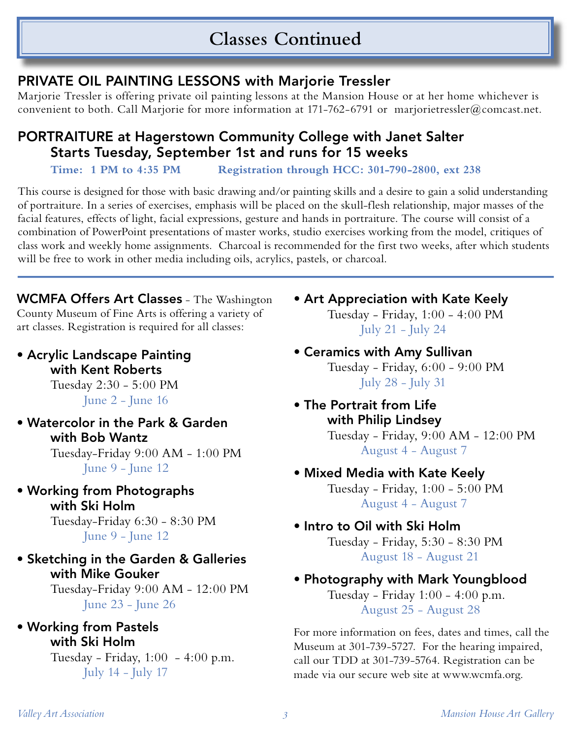# Classes Continued

## PRIVATE OIL PAINTING LESSONS with Marjorie Tressler

Marjorie Tressler is offering private oil painting lessons at the Mansion House or at her home whichever is convenient to both. Call Marjorie for more information at 171-762-6791 or marjorietressler@comcast.net.

## PORTRAITURE at Hagerstown Community College with Janet Salter

## Starts Tuesday, September 1st and runs for 15 weeks

**Time: 1 PM to 4:35 PM** **Registration through HCC: 301-790-2800, ext 238**

This course is designed for those with basic drawing and/or painting skills and a desire to gain a solid understanding of portraiture. In a series of exercises, emphasis will be placed on the skull-flesh relationship, major masses of the facial features, effects of light, facial expressions, gesture and hands in portraiture. The course will consist of a combination of PowerPoint presentations of master works, studio exercises working from the model, critiques of class work and weekly home assignments. Charcoal is recommended for the first two weeks, after which students will be free to work in other media including oils, acrylics, pastels, or charcoal.

---

**WCMFA Offers Art Classes** - The Washington County Museum of Fine Arts is offering a variety of art classes. Registration is required for all classes:

- **Acrylic Landscape Painting with Kent Roberts**
  Tuesday 2:30 - 5:00 PM
  June 2 - June 16
- **Watercolor in the Park & Garden with Bob Wantz**
  Tuesday-Friday 9:00 AM - 1:00 PM
  June 9 - June 12
- **Working from Photographs with Ski Holm**
  Tuesday-Friday 6:30 - 8:30 PM
  June 9 - June 12
- **Sketching in the Garden & Galleries with Mike Gouker**
  Tuesday-Friday 9:00 AM - 12:00 PM
  June 23 - June 26
- **Working from Pastels with Ski Holm**
  Tuesday - Friday, 1:00 - 4:00 p.m.
  July 14 - July 17
- **Art Appreciation with Kate Keely**
  Tuesday - Friday, 1:00 - 4:00 PM
  July 21 - July 24
- **Ceramics with Amy Sullivan**
  Tuesday - Friday, 6:00 - 9:00 PM
  July 28 - July 31
- **The Portrait from Life with Philip Lindsey**
  Tuesday - Friday, 9:00 AM - 12:00 PM
  August 4 - August 7
- **Mixed Media with Kate Keely**
  Tuesday - Friday, 1:00 - 5:00 PM
  August 4 - August 7
- **Intro to Oil with Ski Holm**
  Tuesday - Friday, 5:30 - 8:30 PM
  August 18 - August 21
- **Photography with Mark Youngblood**
  Tuesday - Friday 1:00 - 4:00 p.m.
  August 25 - August 28

For more information on fees, dates and times, call the Museum at 301-739-5727. For the hearing impaired, call our TDD at 301-739-5764. Registration can be made via our secure web site at www.wcmfa.org.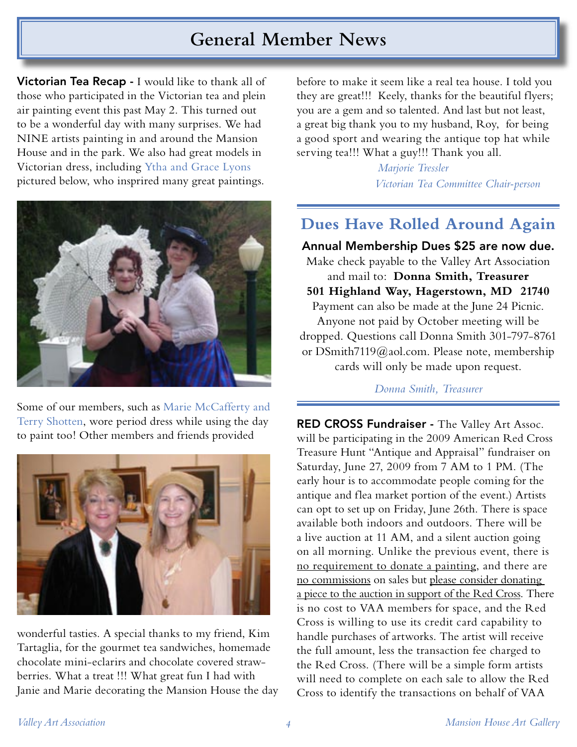# General Member News

**Victorian Tea Recap -** I would like to thank all of those who participated in the Victorian tea and plein air painting event this past May 2. This turned out to be a wonderful day with many surprises. We had NINE artists painting in and around the Mansion House and in the park. We also had great models in Victorian dress, including Ytha and Grace Lyons pictured below, who inspired many great paintings.

Some of our members, such as Marie McCafferty and Terry Shotten, wore period dress while using the day to paint too! Other members and friends provided wonderful tasties. A special thanks to my friend, Kim Tartaglia, for the gourmet tea sandwiches, homemade chocolate mini-eclarirs and chocolate covered strawberries. What a treat !!! What great fun I had with Janie and Marie decorating the Mansion House the day before to make it seem like a real tea house. I told you they are great!!! Keely, thanks for the beautiful flyers; you are a gem and so talented. And last but not least, a great big thank you to my husband, Roy, for being a good sport and wearing the antique top hat while serving tea!!! What a guy!!! Thank you all.

*Marjorie Tressler*
*Victorian Tea Committee Chair-person*

## Dues Have Rolled Around Again

**Annual Membership Dues $25 are now due.**

Make check payable to the Valley Art Association and mail to: **Donna Smith, Treasurer 501 Highland Way, Hagerstown, MD 21740**

Payment can also be made at the June 24 Picnic. Anyone not paid by October meeting will be dropped. Questions call Donna Smith 301-797-8761 or DSmith7119@aol.com. Please note, membership cards will only be made upon request.

*Donna Smith, Treasurer*

**RED CROSS Fundraiser -** The Valley Art Assoc. will be participating in the 2009 American Red Cross Treasure Hunt "Antique and Appraisal" fundraiser on Saturday, June 27, 2009 from 7 AM to 1 PM. (The early hour is to accommodate people coming for the antique and flea market portion of the event.) Artists can opt to set up on Friday, June 26th. There is space available both indoors and outdoors. There will be a live auction at 11 AM, and a silent auction going on all morning. Unlike the previous event, there is no requirement to donate a painting, and there are no commissions on sales but please consider donating a piece to the auction in support of the Red Cross. There is no cost to VAA members for space, and the Red Cross is willing to use its credit card capability to handle purchases of artworks. The artist will receive the full amount, less the transaction fee charged to the Red Cross. (There will be a simple form artists will need to complete on each sale to allow the Red Cross to identify the transactions on behalf of VAA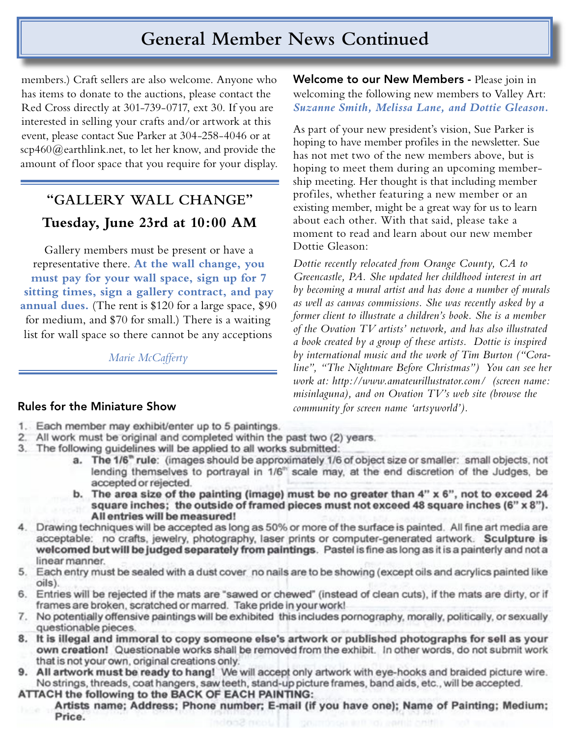# General Member News Continued

members.) Craft sellers are also welcome. Anyone who has items to donate to the auctions, please contact the Red Cross directly at 301-739-0717, ext 30. If you are interested in selling your crafts and/or artwork at this event, please contact Sue Parker at 304-258-4046 or at scp460@earthlink.net, to let her know, and provide the amount of floor space that you require for your display.

## "GALLERY WALL CHANGE"

### Tuesday, June 23rd at 10:00 AM

Gallery members must be present or have a representative there. **At the wall change, you must pay for your wall space, sign up for 7 sitting times, sign a gallery contract, and pay annual dues.** (The rent is $120 for a large space, $90 for medium, and $70 for small.) There is a waiting list for wall space so there cannot be any acceptions

*Marie McCafferty*

**Welcome to our New Members -** Please join in welcoming the following new members to Valley Art: ***Suzanne Smith, Melissa Lane, and Dottie Gleason.***

As part of your new president's vision, Sue Parker is hoping to have member profiles in the newsletter. Sue has not met two of the new members above, but is hoping to meet them during an upcoming membership meeting. Her thought is that including member profiles, whether featuring a new member or an existing member, might be a great way for us to learn about each other. With that said, please take a moment to read and learn about our new member Dottie Gleason:

*Dottie recently relocated from Orange County, CA to Greencastle, PA. She updated her childhood interest in art by becoming a mural artist and has done a number of murals as well as canvas commissions. She was recently asked by a former client to illustrate a children's book. She is a member of the Ovation TV artists' network, and has also illustrated a book created by a group of these artists. Dottie is inspired by international music and the work of Tim Burton ("Coraline", "The Nightmare Before Christmas") You can see her work at: http://www.amateurillustrator.com/ (screen name: misinlaguna), and on Ovation TV's web site (browse the community for screen name 'artsyworld').*

## Rules for the Miniature Show

1. Each member may exhibit/enter up to 5 paintings.
2. All work must be original and completed within the past two (2) years.
3. The following guidelines will be applied to all works submitted:
   a. **The 1/6th rule**: (images should be approximately 1/6 of object size or smaller: small objects, not lending themselves to portrayal in 1/6th scale may, at the end discretion of the Judges, be accepted or rejected.
   b. **The area size of the painting (image) must be no greater than 4" x 6", not to exceed 24 square inches; the outside of framed pieces must not exceed 48 square inches (6" x 8"). All entries will be measured!**
4. Drawing techniques will be accepted as long as 50% or more of the surface is painted. All fine art media are acceptable: no crafts, jewelry, photography, laser prints or computer-generated artwork. **Sculpture is welcomed but will be judged separately from paintings**. Pastel is fine as long as it is a painterly and not a linear manner.
5. Each entry must be sealed with a dust cover no nails are to be showing (except oils and acrylics painted like oils).
6. Entries will be rejected if the mats are "sawed or chewed" (instead of clean cuts), if the mats are dirty, or if frames are broken, scratched or marred. Take pride in your work!
7. No potentially offensive paintings will be exhibited this includes pornography, morally, politically, or sexually questionable pieces.
8. **It is illegal and immoral to copy someone else's artwork or published photographs for sell as your own creation!** Questionable works shall be removed from the exhibit. In other words, do not submit work that is not your own, original creations only.
9. **All artwork must be ready to hang!** We will accept only artwork with eye-hooks and braided picture wire. No strings, threads, coat hangers, saw teeth, stand-up picture frames, band aids, etc., will be accepted.

**ATTACH the following to the BACK OF EACH PAINTING:**

**Artists name; Address; Phone number; E-mail (if you have one); Name of Painting; Medium; Price.**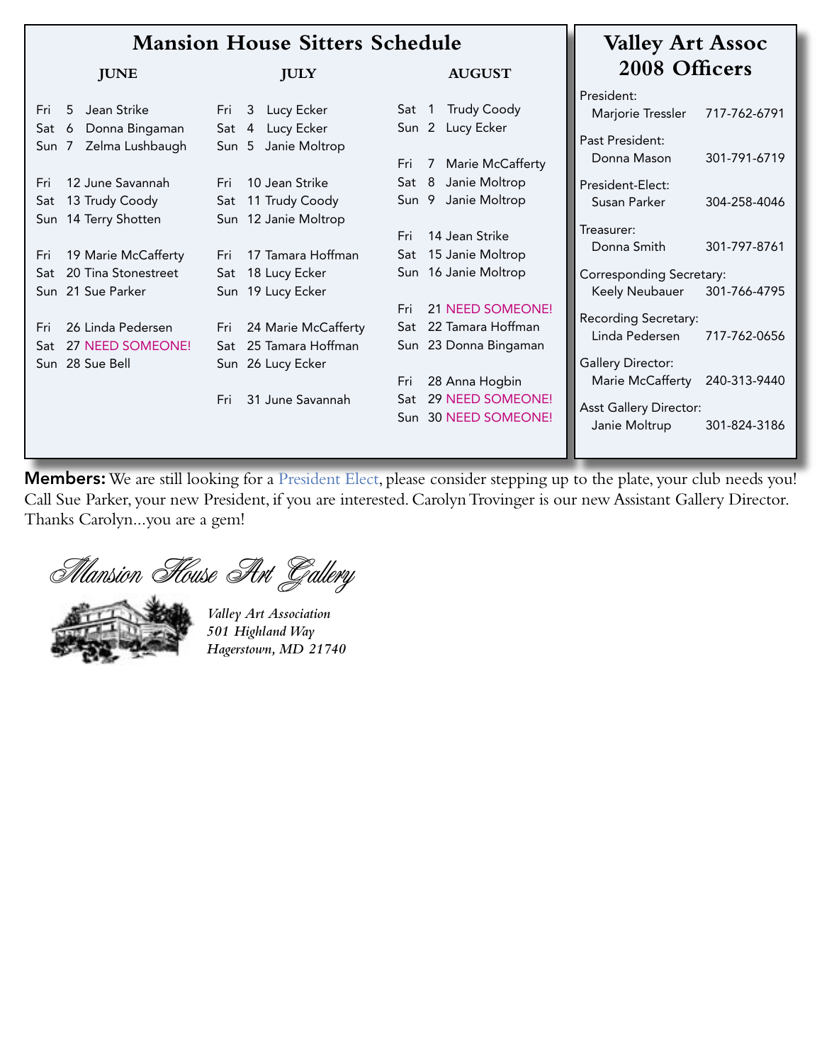## Mansion House Sitters Schedule

### JUNE

Fri 5 Jean Strike
Sat 6 Donna Bingaman
Sun 7 Zelma Lushbaugh

Fri 12 June Savannah
Sat 13 Trudy Coody
Sun 14 Terry Shotten

Fri 19 Marie McCafferty
Sat 20 Tina Stonestreet
Sun 21 Sue Parker

Fri 26 Linda Pedersen
Sat 27 NEED SOMEONE!
Sun 28 Sue Bell

### JULY

Fri 3 Lucy Ecker
Sat 4 Lucy Ecker
Sun 5 Janie Moltrop

Fri 10 Jean Strike
Sat 11 Trudy Coody
Sun 12 Janie Moltrop

Fri 17 Tamara Hoffman
Sat 18 Lucy Ecker
Sun 19 Lucy Ecker

Fri 24 Marie McCafferty
Sat 25 Tamara Hoffman
Sun 26 Lucy Ecker

Fri 31 June Savannah

### AUGUST

Sat 1 Trudy Coody
Sun 2 Lucy Ecker

Fri 7 Marie McCafferty
Sat 8 Janie Moltrop
Sun 9 Janie Moltrop

Fri 14 Jean Strike
Sat 15 Janie Moltrop
Sun 16 Janie Moltrop

Fri 21 NEED SOMEONE!
Sat 22 Tamara Hoffman
Sun 23 Donna Bingaman

Fri 28 Anna Hogbin
Sat 29 NEED SOMEONE!
Sun 30 NEED SOMEONE!

## Valley Art Assoc 2008 Officers

President:
Marjorie Tressler 717-762-6791

Past President:
Donna Mason 301-791-6719

President-Elect:
Susan Parker 304-258-4046

Treasurer:
Donna Smith 301-797-8761

Corresponding Secretary:
Keely Neubauer 301-766-4795

Recording Secretary:
Linda Pedersen 717-762-0656

Gallery Director:
Marie McCafferty 240-313-9440

Asst Gallery Director:
Janie Moltrup 301-824-3186

**Members:** We are still looking for a President Elect, please consider stepping up to the plate, your club needs you! Call Sue Parker, your new President, if you are interested. Carolyn Trovinger is our new Assistant Gallery Director. Thanks Carolyn...you are a gem!

*Mansion House Art Gallery*

*Valley Art Association*
*501 Highland Way*
*Hagerstown, MD 21740*